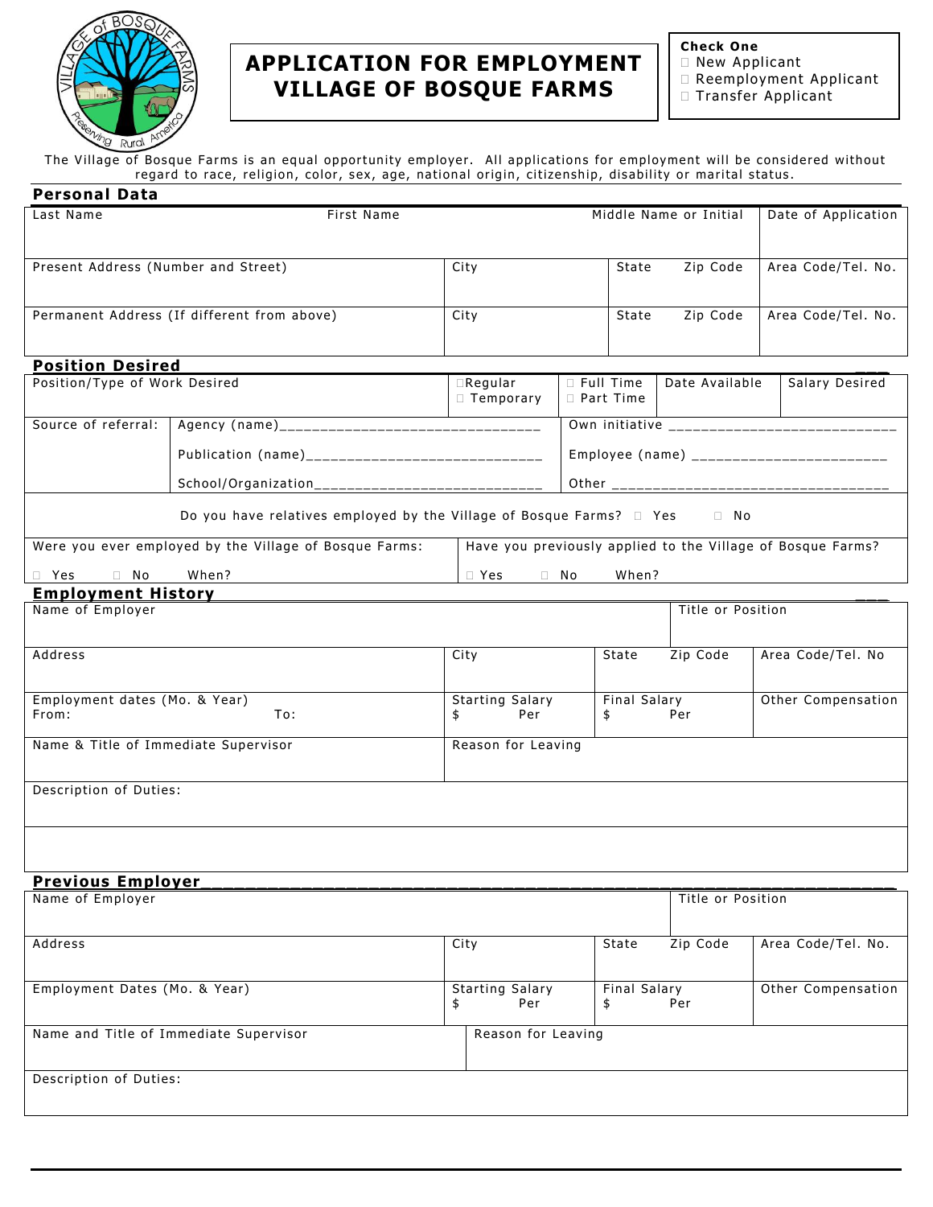# APPLICATION FOR EMPLOYMENT VILLAGE OF BOSQUE FARMS

**Check One**
- ☐ New Applicant
- ☐ Reemployment Applicant
- ☐ Transfer Applicant

The Village of Bosque Farms is an equal opportunity employer. All applications for employment will be considered without regard to race, religion, color, sex, age, national origin, citizenship, disability or marital status.

## Personal Data

| Last Name | First Name | Middle Name or Initial | Date of Application |
|---|---|---|---|
| | | | |

| Present Address (Number and Street) | City | State | Zip Code | Area Code/Tel. No. |
|---|---|---|---|---|
| | | | | |

| Permanent Address (If different from above) | City | State | Zip Code | Area Code/Tel. No. |
|---|---|---|---|---|
| | | | | |

## Position Desired

| Position/Type of Work Desired | ☐Regular ☐ Temporary | ☐ Full Time ☐ Part Time | Date Available | Salary Desired |
|---|---|---|---|---|
| | | | | |

Source of referral:
- Agency (name)______________________________
- Publication (name)___________________________
- School/Organization__________________________
- Own initiative __________________________
- Employee (name) ______________________
- Other ________________________________

Do you have relatives employed by the Village of Bosque Farms? ☐ Yes ☐ No

Were you ever employed by the Village of Bosque Farms: ☐ Yes ☐ No When?

Have you previously applied to the Village of Bosque Farms? ☐ Yes ☐ No When?

## Employment History

| Name of Employer | Title or Position |
|---|---|
| | |

| Address | City | State | Zip Code | Area Code/Tel. No |
|---|---|---|---|---|
| | | | | |

| Employment dates (Mo. & Year) From: To: | Starting Salary $ Per | Final Salary $ Per | Other Compensation |
|---|---|---|---|
| | | | |

| Name & Title of Immediate Supervisor | Reason for Leaving |
|---|---|
| | |

Description of Duties:

## Previous Employer

| Name of Employer | Title or Position |
|---|---|
| | |

| Address | City | State | Zip Code | Area Code/Tel. No. |
|---|---|---|---|---|
| | | | | |

| Employment Dates (Mo. & Year) | Starting Salary $ Per | Final Salary $ Per | Other Compensation |
|---|---|---|---|
| | | | |

| Name and Title of Immediate Supervisor | Reason for Leaving |
|---|---|
| | |

Description of Duties: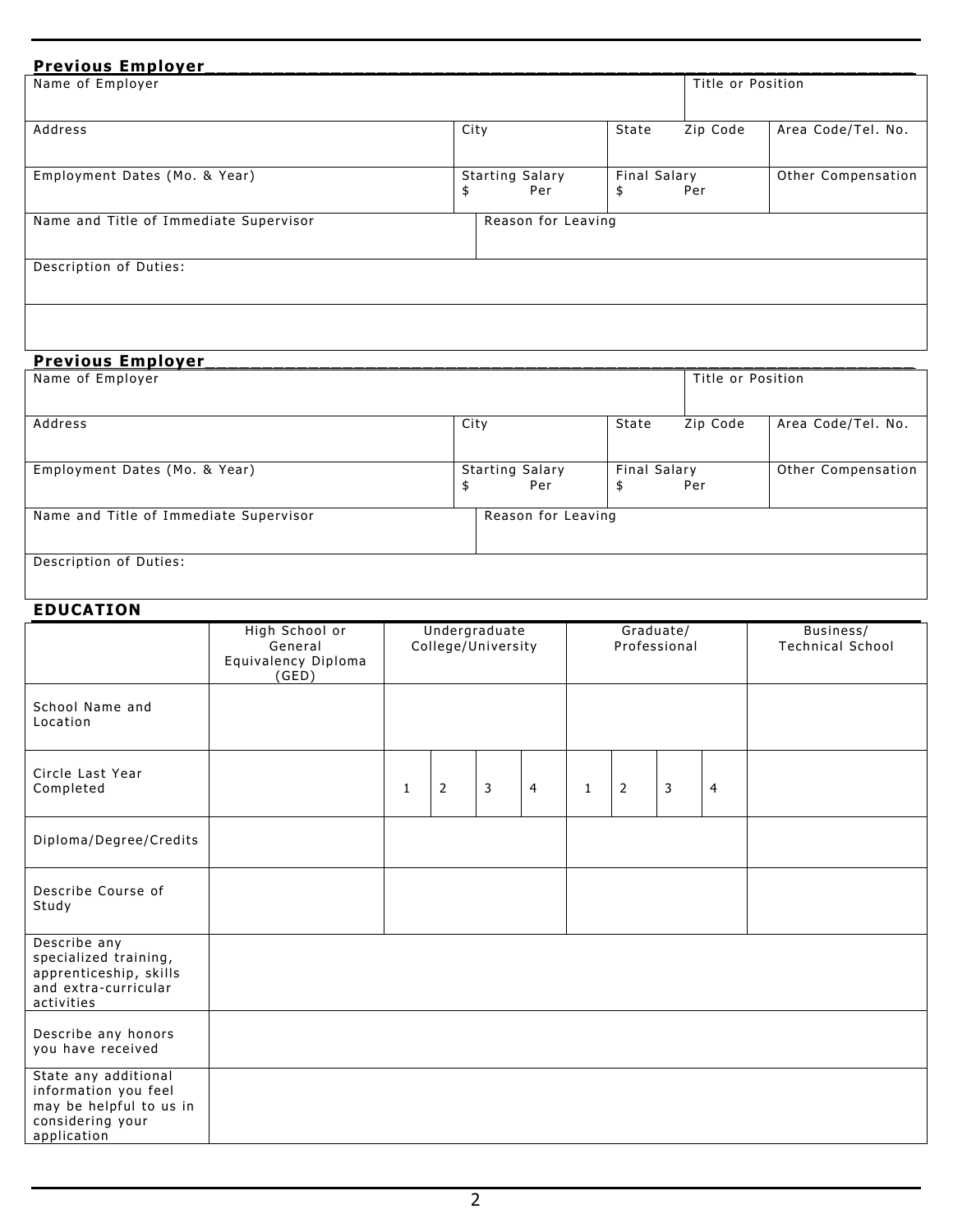## Previous Employer

| Name of Employer | | | | Title or Position |
|---|---|---|---|---|
| Address | City | State Zip Code | | Area Code/Tel. No. |
| Employment Dates (Mo. & Year) | Starting Salary<br>$ Per | Final Salary<br>$ Per | | Other Compensation |
| Name and Title of Immediate Supervisor | Reason for Leaving | | | |
| Description of Duties: | | | | |

## Previous Employer

| Name of Employer | | | | Title or Position |
|---|---|---|---|---|
| Address | City | State Zip Code | | Area Code/Tel. No. |
| Employment Dates (Mo. & Year) | Starting Salary<br>$ Per | Final Salary<br>$ Per | | Other Compensation |
| Name and Title of Immediate Supervisor | Reason for Leaving | | | |
| Description of Duties: | | | | |

## EDUCATION

| | High School or General Equivalency Diploma (GED) | Undergraduate College/University | | | | Graduate/ Professional | | | | Business/ Technical School |
|---|---|---|---|---|---|---|---|---|---|---|
| School Name and Location | | | | | | | | | | |
| Circle Last Year Completed | | 1 | 2 | 3 | 4 | 1 | 2 | 3 | 4 | |
| Diploma/Degree/Credits | | | | | | | | | | |
| Describe Course of Study | | | | | | | | | | |
| Describe any specialized training, apprenticeship, skills and extra-curricular activities | | | | | | | | | | |
| Describe any honors you have received | | | | | | | | | | |
| State any additional information you feel may be helpful to us in considering your application | | | | | | | | | | |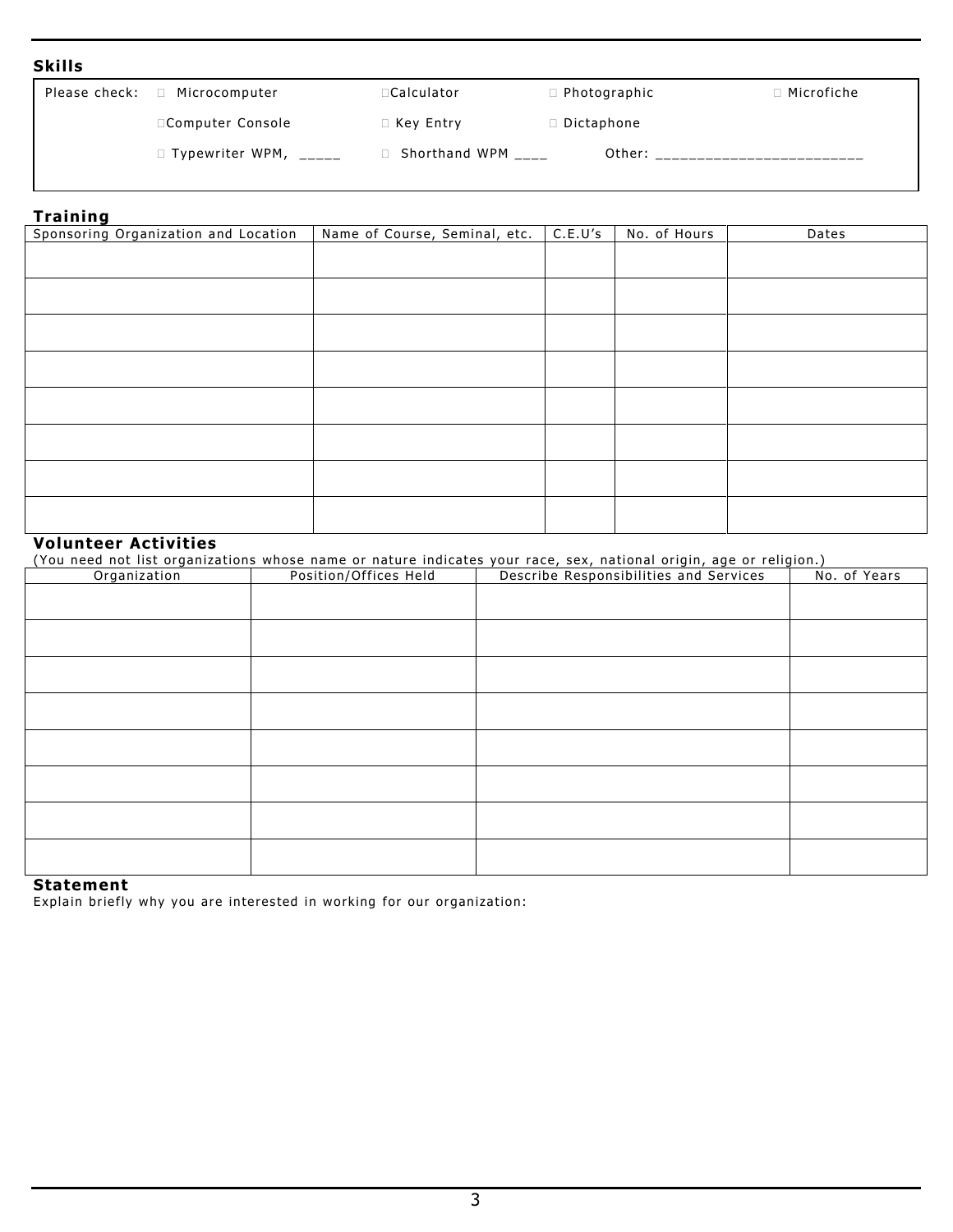## Skills

Please check: ☐ Microcomputer ☐ Calculator ☐ Photographic ☐ Microfiche

☐ Computer Console ☐ Key Entry ☐ Dictaphone

☐ Typewriter WPM, _____ ☐ Shorthand WPM ____ Other: ________________________

## Training

| Sponsoring Organization and Location | Name of Course, Seminal, etc. | C.E.U's | No. of Hours | Dates |
|---|---|---|---|---|
| | | | | |
| | | | | |
| | | | | |
| | | | | |
| | | | | |
| | | | | |
| | | | | |
| | | | | |

## Volunteer Activities

(You need not list organizations whose name or nature indicates your race, sex, national origin, age or religion.)

| Organization | Position/Offices Held | Describe Responsibilities and Services | No. of Years |
|---|---|---|---|
| | | | |
| | | | |
| | | | |
| | | | |
| | | | |
| | | | |
| | | | |
| | | | |

## Statement

Explain briefly why you are interested in working for our organization: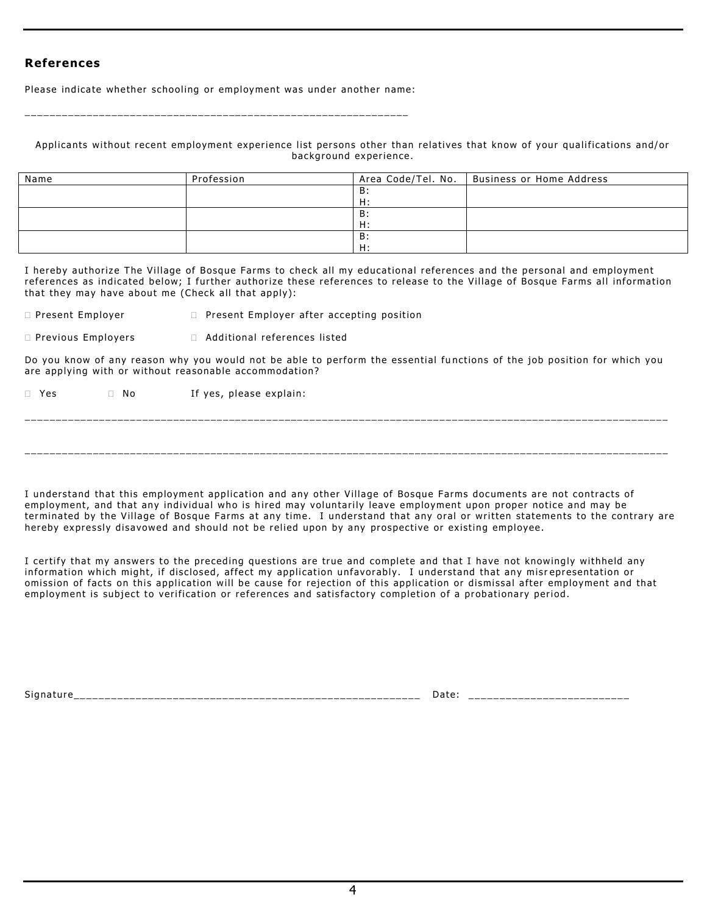## References

Please indicate whether schooling or employment was under another name:

_______________________________________________________________

Applicants without recent employment experience list persons other than relatives that know of your qualifications and/or background experience.

| Name | Profession | Area Code/Tel. No. | Business or Home Address |
|---|---|---|---|
| | | B:<br>H: | |
| | | B:<br>H: | |
| | | B:<br>H: | |

I hereby authorize The Village of Bosque Farms to check all my educational references and the personal and employment references as indicated below; I further authorize these references to release to the Village of Bosque Farms all information that they may have about me (Check all that apply):

□ Present Employer □ Present Employer after accepting position

□ Previous Employers □ Additional references listed

Do you know of any reason why you would not be able to perform the essential functions of the job position for which you are applying with or without reasonable accommodation?

□ Yes □ No If yes, please explain:

____________________________________________________________________________________________________

____________________________________________________________________________________________________

I understand that this employment application and any other Village of Bosque Farms documents are not contracts of employment, and that any individual who is hired may voluntarily leave employment upon proper notice and may be terminated by the Village of Bosque Farms at any time. I understand that any oral or written statements to the contrary are hereby expressly disavowed and should not be relied upon by any prospective or existing employee.

I certify that my answers to the preceding questions are true and complete and that I have not knowingly withheld any information which might, if disclosed, affect my application unfavorably. I understand that any misrepresentation or omission of facts on this application will be cause for rejection of this application or dismissal after employment and that employment is subject to verification or references and satisfactory completion of a probationary period.

Signature_______________________________________________________ Date: ________________________